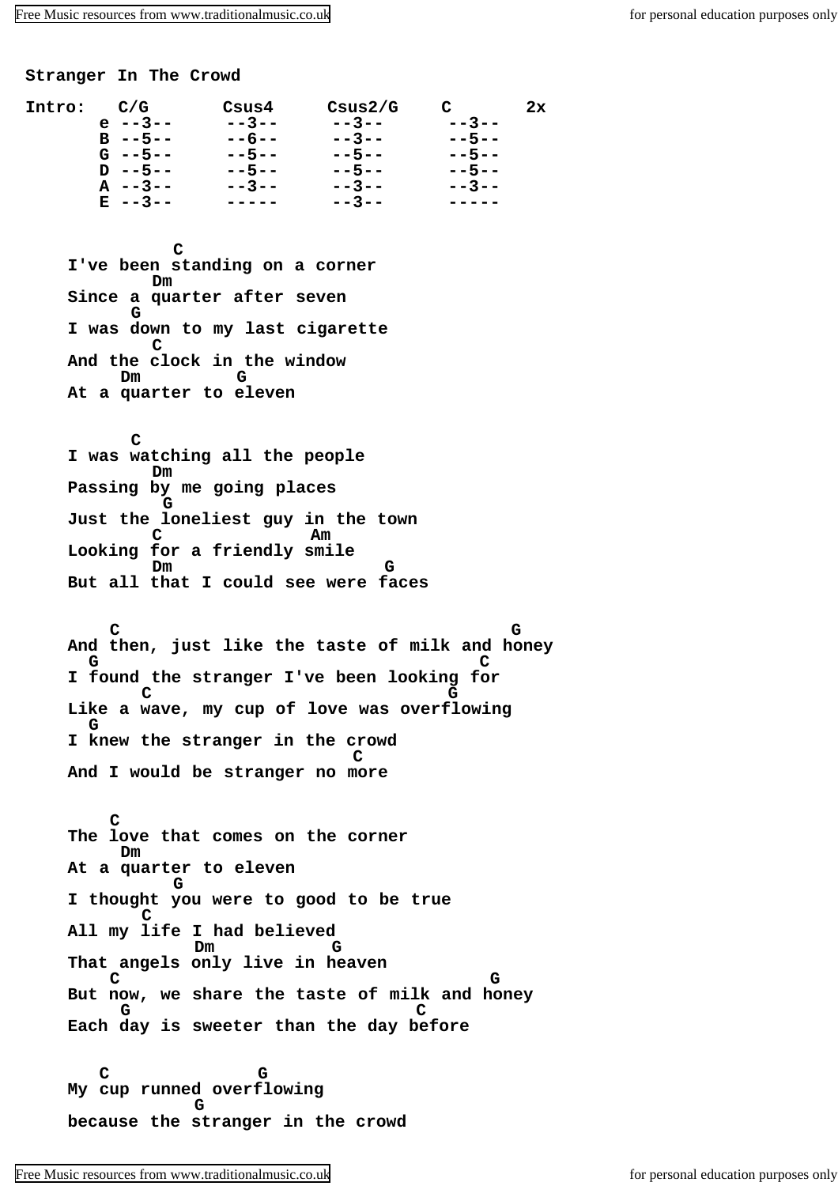# Stranger In The Crowd

```
Intro:   C/G       Csus4     Csus2/G    C       2x
       e --3--     --3--     --3--      --3--
       B --5--     --6--     --3--      --5--
       G --5--     --5--     --5--      --5--
       D --5--     --5--     --5--      --5--
       A --3--     --3--     --3--      --3--
       E --3--     -----     --3--      -----
```

```
              C
I've been standing on a corner
         Dm
Since a quarter after seven
       G
I was down to my last cigarette
         C
And the clock in the window
     Dm        G
At a quarter to eleven
```

```
       C
I was watching all the people
         Dm
Passing by me going places
          G
Just the loneliest guy in the town
         C             Am
Looking for a friendly smile
         Dm                    G
But all that I could see were faces
```

```
    C                                     G
And then, just like the taste of milk and honey
  G                                  C
I found the stranger I've been looking for
       C                          G
Like a wave, my cup of love was overflowing
  G
I knew the stranger in the crowd
                               C
And I would be stranger no more
```

```
    C
The love that comes on the corner
     Dm
At a quarter to eleven
           G
I thought you were to good to be true
       C
All my life I had believed
            Dm          G
That angels only live in heaven
    C                                   G
But now, we share the taste of milk and honey
     G                            C
Each day is sweeter than the day before
```

```
   C              G
My cup runned overflowing
            G
because the stranger in the crowd
```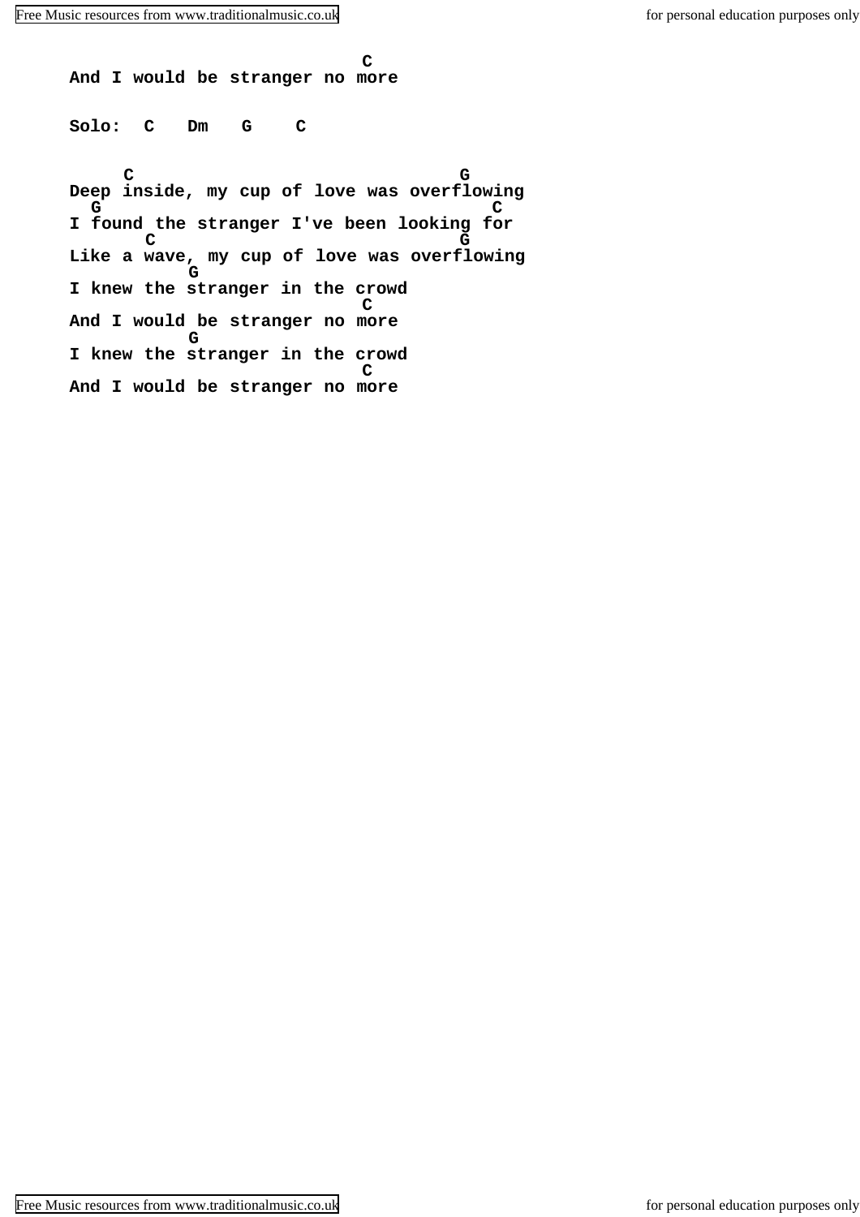```
                            C
And I would be stranger no more


Solo:  C   Dm   G    C


     C                                G
Deep inside, my cup of love was overflowing
  G                                      C
I found the stranger I've been looking for
      C                               G
Like a wave, my cup of love was overflowing
          G
I knew the stranger in the crowd
                            C
And I would be stranger no more
          G
I knew the stranger in the crowd
                            C
And I would be stranger no more
```